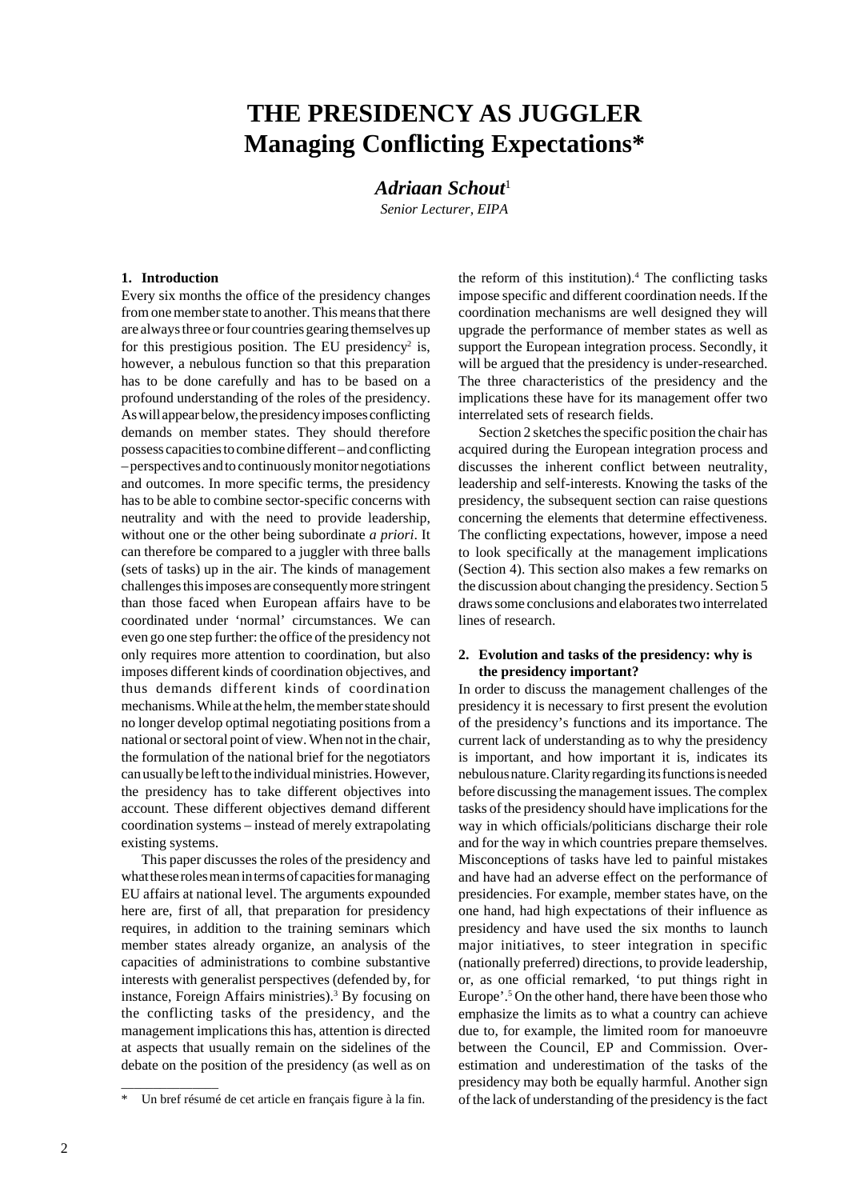# THE PRESIDENCY AS JUGGLER
## Managing Conflicting Expectations*

***Adriaan Schout***[1]

*Senior Lecturer, EIPA*

### 1. Introduction

Every six months the office of the presidency changes from one member state to another. This means that there are always three or four countries gearing themselves up for this prestigious position. The EU presidency[2] is, however, a nebulous function so that this preparation has to be done carefully and has to be based on a profound understanding of the roles of the presidency. As will appear below, the presidency imposes conflicting demands on member states. They should therefore possess capacities to combine different – and conflicting – perspectives and to continuously monitor negotiations and outcomes. In more specific terms, the presidency has to be able to combine sector-specific concerns with neutrality and with the need to provide leadership, without one or the other being subordinate *a priori*. It can therefore be compared to a juggler with three balls (sets of tasks) up in the air. The kinds of management challenges this imposes are consequently more stringent than those faced when European affairs have to be coordinated under 'normal' circumstances. We can even go one step further: the office of the presidency not only requires more attention to coordination, but also imposes different kinds of coordination objectives, and thus demands different kinds of coordination mechanisms. While at the helm, the member state should no longer develop optimal negotiating positions from a national or sectoral point of view. When not in the chair, the formulation of the national brief for the negotiators can usually be left to the individual ministries. However, the presidency has to take different objectives into account. These different objectives demand different coordination systems – instead of merely extrapolating existing systems.

This paper discusses the roles of the presidency and what these roles mean in terms of capacities for managing EU affairs at national level. The arguments expounded here are, first of all, that preparation for presidency requires, in addition to the training seminars which member states already organize, an analysis of the capacities of administrations to combine substantive interests with generalist perspectives (defended by, for instance, Foreign Affairs ministries).[3] By focusing on the conflicting tasks of the presidency, and the management implications this has, attention is directed at aspects that usually remain on the sidelines of the debate on the position of the presidency (as well as on the reform of this institution).[4] The conflicting tasks impose specific and different coordination needs. If the coordination mechanisms are well designed they will upgrade the performance of member states as well as support the European integration process. Secondly, it will be argued that the presidency is under-researched. The three characteristics of the presidency and the implications these have for its management offer two interrelated sets of research fields.

Section 2 sketches the specific position the chair has acquired during the European integration process and discusses the inherent conflict between neutrality, leadership and self-interests. Knowing the tasks of the presidency, the subsequent section can raise questions concerning the elements that determine effectiveness. The conflicting expectations, however, impose a need to look specifically at the management implications (Section 4). This section also makes a few remarks on the discussion about changing the presidency. Section 5 draws some conclusions and elaborates two interrelated lines of research.

### 2. Evolution and tasks of the presidency: why is the presidency important?

In order to discuss the management challenges of the presidency it is necessary to first present the evolution of the presidency's functions and its importance. The current lack of understanding as to why the presidency is important, and how important it is, indicates its nebulous nature. Clarity regarding its functions is needed before discussing the management issues. The complex tasks of the presidency should have implications for the way in which officials/politicians discharge their role and for the way in which countries prepare themselves. Misconceptions of tasks have led to painful mistakes and have had an adverse effect on the performance of presidencies. For example, member states have, on the one hand, had high expectations of their influence as presidency and have used the six months to launch major initiatives, to steer integration in specific (nationally preferred) directions, to provide leadership, or, as one official remarked, 'to put things right in Europe'.[5] On the other hand, there have been those who emphasize the limits as to what a country can achieve due to, for example, the limited room for manoeuvre between the Council, EP and Commission. Over-estimation and underestimation of the tasks of the presidency may both be equally harmful. Another sign of the lack of understanding of the presidency is the fact

---

\* Un bref résumé de cet article en français figure à la fin.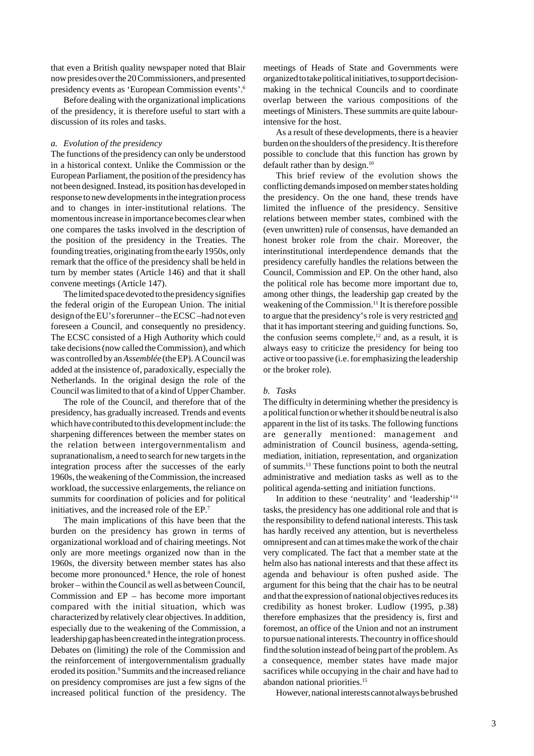that even a British quality newspaper noted that Blair now presides over the 20 Commissioners, and presented presidency events as 'European Commission events'.[6]

Before dealing with the organizational implications of the presidency, it is therefore useful to start with a discussion of its roles and tasks.

### *a. Evolution of the presidency*

The functions of the presidency can only be understood in a historical context. Unlike the Commission or the European Parliament, the position of the presidency has not been designed. Instead, its position has developed in response to new developments in the integration process and to changes in inter-institutional relations. The momentous increase in importance becomes clear when one compares the tasks involved in the description of the position of the presidency in the Treaties. The founding treaties, originating from the early 1950s, only remark that the office of the presidency shall be held in turn by member states (Article 146) and that it shall convene meetings (Article 147).

The limited space devoted to the presidency signifies the federal origin of the European Union. The initial design of the EU's forerunner – the ECSC – had not even foreseen a Council, and consequently no presidency. The ECSC consisted of a High Authority which could take decisions (now called the Commission), and which was controlled by an *Assemblée* (the EP). A Council was added at the insistence of, paradoxically, especially the Netherlands. In the original design the role of the Council was limited to that of a kind of Upper Chamber.

The role of the Council, and therefore that of the presidency, has gradually increased. Trends and events which have contributed to this development include: the sharpening differences between the member states on the relation between intergovernmentalism and supranationalism, a need to search for new targets in the integration process after the successes of the early 1960s, the weakening of the Commission, the increased workload, the successive enlargements, the reliance on summits for coordination of policies and for political initiatives, and the increased role of the EP.[7]

The main implications of this have been that the burden on the presidency has grown in terms of organizational workload and of chairing meetings. Not only are more meetings organized now than in the 1960s, the diversity between member states has also become more pronounced.[8] Hence, the role of honest broker – within the Council as well as between Council, Commission and EP – has become more important compared with the initial situation, which was characterized by relatively clear objectives. In addition, especially due to the weakening of the Commission, a leadership gap has been created in the integration process. Debates on (limiting) the role of the Commission and the reinforcement of intergovernmentalism gradually eroded its position.[9] Summits and the increased reliance on presidency compromises are just a few signs of the increased political function of the presidency. The meetings of Heads of State and Governments were organized to take political initiatives, to support decision-making in the technical Councils and to coordinate overlap between the various compositions of the meetings of Ministers. These summits are quite labour-intensive for the host.

As a result of these developments, there is a heavier burden on the shoulders of the presidency. It is therefore possible to conclude that this function has grown by default rather than by design.[10]

This brief review of the evolution shows the conflicting demands imposed on member states holding the presidency. On the one hand, these trends have limited the influence of the presidency. Sensitive relations between member states, combined with the (even unwritten) rule of consensus, have demanded an honest broker role from the chair. Moreover, the interinstitutional interdependence demands that the presidency carefully handles the relations between the Council, Commission and EP. On the other hand, also the political role has become more important due to, among other things, the leadership gap created by the weakening of the Commission.[11] It is therefore possible to argue that the presidency's role is very restricted <u>and</u> that it has important steering and guiding functions. So, the confusion seems complete,[12] and, as a result, it is always easy to criticize the presidency for being too active or too passive (i.e. for emphasizing the leadership or the broker role).

### *b. Tasks*

The difficulty in determining whether the presidency is a political function or whether it should be neutral is also apparent in the list of its tasks. The following functions are generally mentioned: management and administration of Council business, agenda-setting, mediation, initiation, representation, and organization of summits.[13] These functions point to both the neutral administrative and mediation tasks as well as to the political agenda-setting and initiation functions.

In addition to these 'neutrality' and 'leadership'[14] tasks, the presidency has one additional role and that is the responsibility to defend national interests. This task has hardly received any attention, but is nevertheless omnipresent and can at times make the work of the chair very complicated. The fact that a member state at the helm also has national interests and that these affect its agenda and behaviour is often pushed aside. The argument for this being that the chair has to be neutral and that the expression of national objectives reduces its credibility as honest broker. Ludlow (1995, p.38) therefore emphasizes that the presidency is, first and foremost, an office of the Union and not an instrument to pursue national interests. The country in office should find the solution instead of being part of the problem. As a consequence, member states have made major sacrifices while occupying in the chair and have had to abandon national priorities.[15]

However, national interests cannot always be brushed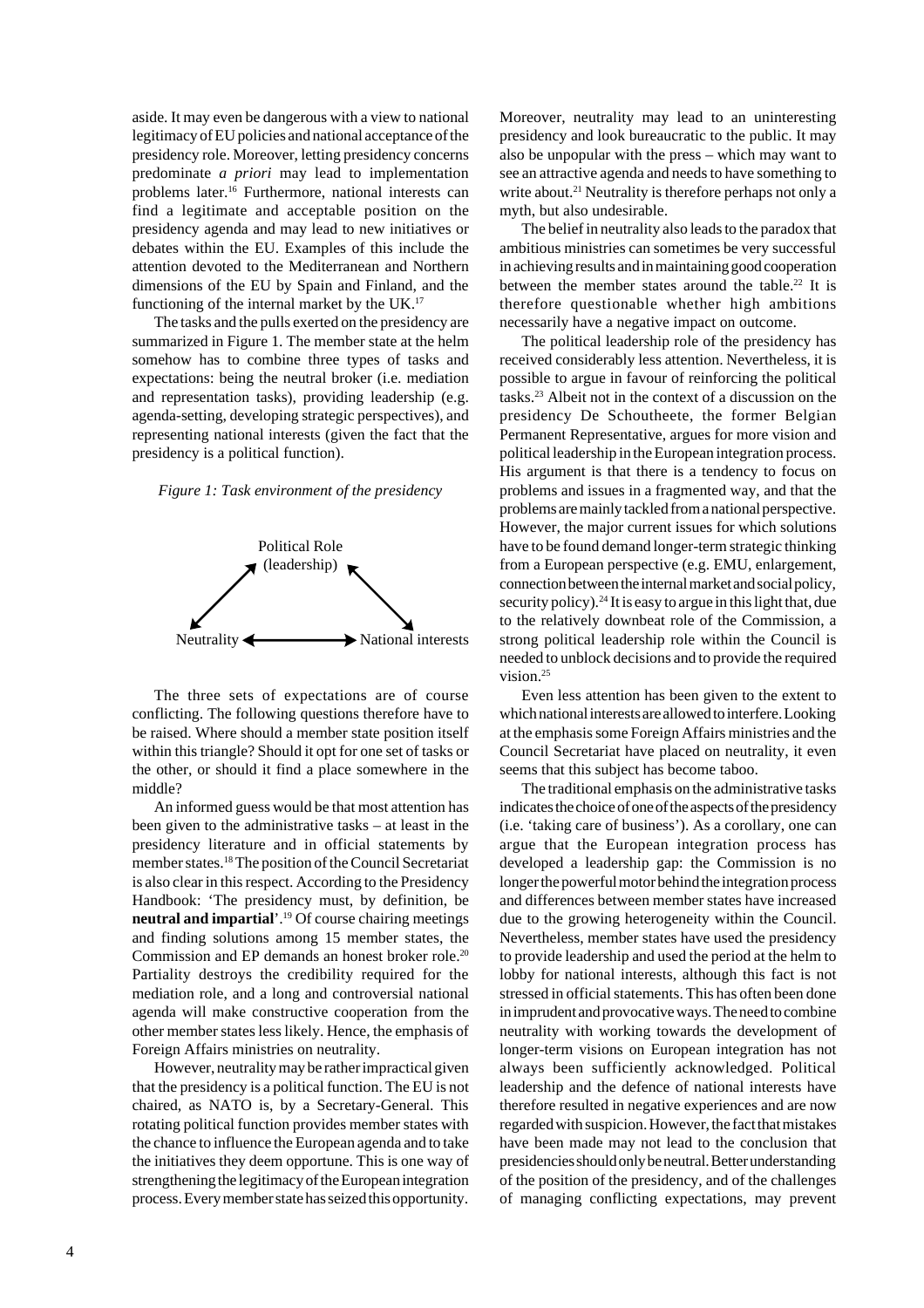aside. It may even be dangerous with a view to national legitimacy of EU policies and national acceptance of the presidency role. Moreover, letting presidency concerns predominate *a priori* may lead to implementation problems later.[16] Furthermore, national interests can find a legitimate and acceptable position on the presidency agenda and may lead to new initiatives or debates within the EU. Examples of this include the attention devoted to the Mediterranean and Northern dimensions of the EU by Spain and Finland, and the functioning of the internal market by the UK.[17]

The tasks and the pulls exerted on the presidency are summarized in Figure 1. The member state at the helm somehow has to combine three types of tasks and expectations: being the neutral broker (i.e. mediation and representation tasks), providing leadership (e.g. agenda-setting, developing strategic perspectives), and representing national interests (given the fact that the presidency is a political function).

*Figure 1: Task environment of the presidency*

Political Role (leadership)

Neutrality ⟷ National interests

The three sets of expectations are of course conflicting. The following questions therefore have to be raised. Where should a member state position itself within this triangle? Should it opt for one set of tasks or the other, or should it find a place somewhere in the middle?

An informed guess would be that most attention has been given to the administrative tasks – at least in the presidency literature and in official statements by member states.[18] The position of the Council Secretariat is also clear in this respect. According to the Presidency Handbook: 'The presidency must, by definition, be **neutral and impartial**'.[19] Of course chairing meetings and finding solutions among 15 member states, the Commission and EP demands an honest broker role.[20] Partiality destroys the credibility required for the mediation role, and a long and controversial national agenda will make constructive cooperation from the other member states less likely. Hence, the emphasis of Foreign Affairs ministries on neutrality.

However, neutrality may be rather impractical given that the presidency is a political function. The EU is not chaired, as NATO is, by a Secretary-General. This rotating political function provides member states with the chance to influence the European agenda and to take the initiatives they deem opportune. This is one way of strengthening the legitimacy of the European integration process. Every member state has seized this opportunity. Moreover, neutrality may lead to an uninteresting presidency and look bureaucratic to the public. It may also be unpopular with the press – which may want to see an attractive agenda and needs to have something to write about.[21] Neutrality is therefore perhaps not only a myth, but also undesirable.

The belief in neutrality also leads to the paradox that ambitious ministries can sometimes be very successful in achieving results and in maintaining good cooperation between the member states around the table.[22] It is therefore questionable whether high ambitions necessarily have a negative impact on outcome.

The political leadership role of the presidency has received considerably less attention. Nevertheless, it is possible to argue in favour of reinforcing the political tasks.[23] Albeit not in the context of a discussion on the presidency De Schoutheete, the former Belgian Permanent Representative, argues for more vision and political leadership in the European integration process. His argument is that there is a tendency to focus on problems and issues in a fragmented way, and that the problems are mainly tackled from a national perspective. However, the major current issues for which solutions have to be found demand longer-term strategic thinking from a European perspective (e.g. EMU, enlargement, connection between the internal market and social policy, security policy).[24] It is easy to argue in this light that, due to the relatively downbeat role of the Commission, a strong political leadership role within the Council is needed to unblock decisions and to provide the required vision.[25]

Even less attention has been given to the extent to which national interests are allowed to interfere. Looking at the emphasis some Foreign Affairs ministries and the Council Secretariat have placed on neutrality, it even seems that this subject has become taboo.

The traditional emphasis on the administrative tasks indicates the choice of one of the aspects of the presidency (i.e. 'taking care of business'). As a corollary, one can argue that the European integration process has developed a leadership gap: the Commission is no longer the powerful motor behind the integration process and differences between member states have increased due to the growing heterogeneity within the Council. Nevertheless, member states have used the presidency to provide leadership and used the period at the helm to lobby for national interests, although this fact is not stressed in official statements. This has often been done in imprudent and provocative ways. The need to combine neutrality with working towards the development of longer-term visions on European integration has not always been sufficiently acknowledged. Political leadership and the defence of national interests have therefore resulted in negative experiences and are now regarded with suspicion. However, the fact that mistakes have been made may not lead to the conclusion that presidencies should only be neutral. Better understanding of the position of the presidency, and of the challenges of managing conflicting expectations, may prevent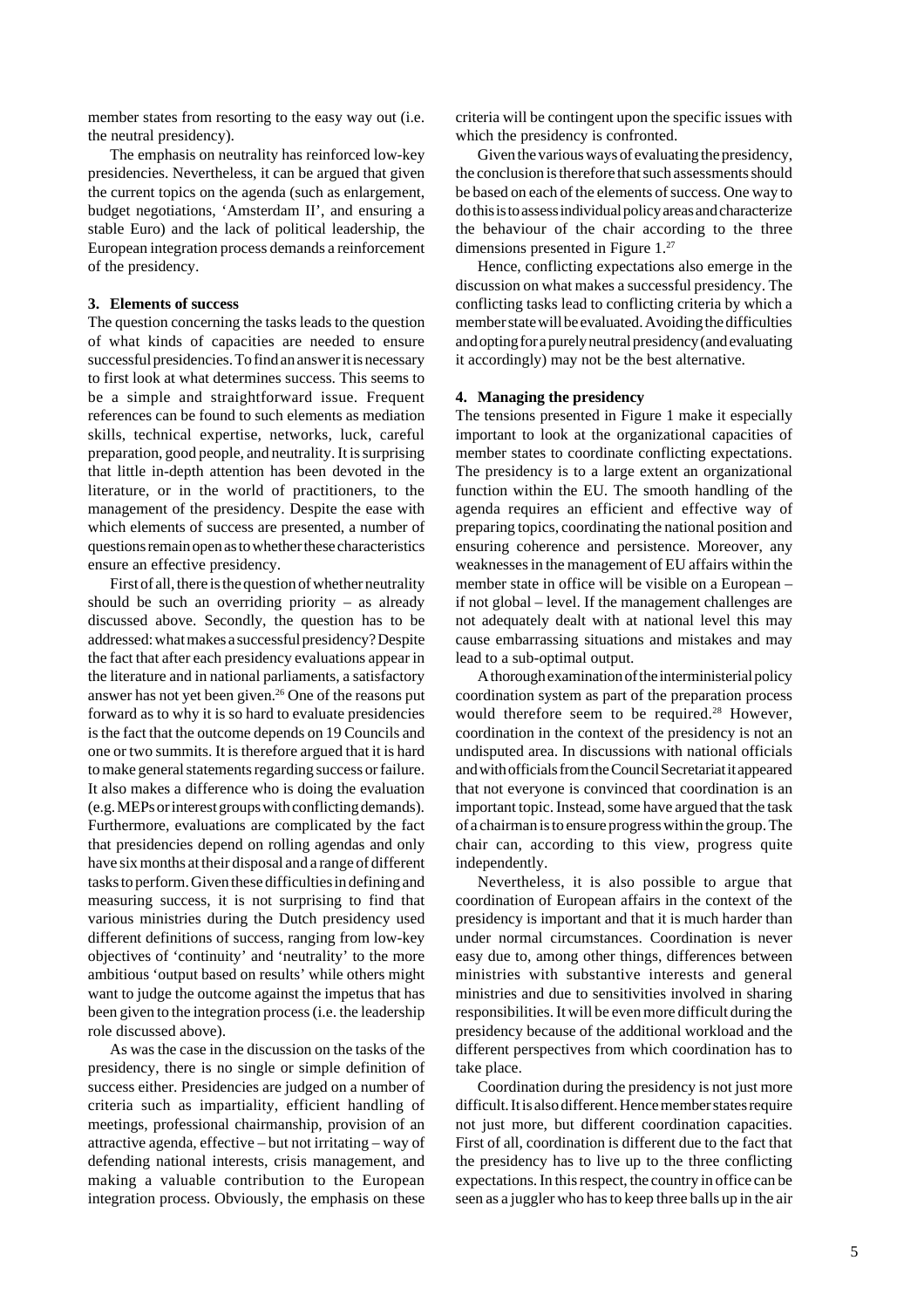member states from resorting to the easy way out (i.e. the neutral presidency).

The emphasis on neutrality has reinforced low-key presidencies. Nevertheless, it can be argued that given the current topics on the agenda (such as enlargement, budget negotiations, 'Amsterdam II', and ensuring a stable Euro) and the lack of political leadership, the European integration process demands a reinforcement of the presidency.

### 3. Elements of success

The question concerning the tasks leads to the question of what kinds of capacities are needed to ensure successful presidencies. To find an answer it is necessary to first look at what determines success. This seems to be a simple and straightforward issue. Frequent references can be found to such elements as mediation skills, technical expertise, networks, luck, careful preparation, good people, and neutrality. It is surprising that little in-depth attention has been devoted in the literature, or in the world of practitioners, to the management of the presidency. Despite the ease with which elements of success are presented, a number of questions remain open as to whether these characteristics ensure an effective presidency.

First of all, there is the question of whether neutrality should be such an overriding priority – as already discussed above. Secondly, the question has to be addressed: what makes a successful presidency? Despite the fact that after each presidency evaluations appear in the literature and in national parliaments, a satisfactory answer has not yet been given.[26] One of the reasons put forward as to why it is so hard to evaluate presidencies is the fact that the outcome depends on 19 Councils and one or two summits. It is therefore argued that it is hard to make general statements regarding success or failure. It also makes a difference who is doing the evaluation (e.g. MEPs or interest groups with conflicting demands). Furthermore, evaluations are complicated by the fact that presidencies depend on rolling agendas and only have six months at their disposal and a range of different tasks to perform. Given these difficulties in defining and measuring success, it is not surprising to find that various ministries during the Dutch presidency used different definitions of success, ranging from low-key objectives of 'continuity' and 'neutrality' to the more ambitious 'output based on results' while others might want to judge the outcome against the impetus that has been given to the integration process (i.e. the leadership role discussed above).

As was the case in the discussion on the tasks of the presidency, there is no single or simple definition of success either. Presidencies are judged on a number of criteria such as impartiality, efficient handling of meetings, professional chairmanship, provision of an attractive agenda, effective – but not irritating – way of defending national interests, crisis management, and making a valuable contribution to the European integration process. Obviously, the emphasis on these criteria will be contingent upon the specific issues with which the presidency is confronted.

Given the various ways of evaluating the presidency, the conclusion is therefore that such assessments should be based on each of the elements of success. One way to do this is to assess individual policy areas and characterize the behaviour of the chair according to the three dimensions presented in Figure 1.[27]

Hence, conflicting expectations also emerge in the discussion on what makes a successful presidency. The conflicting tasks lead to conflicting criteria by which a member state will be evaluated. Avoiding the difficulties and opting for a purely neutral presidency (and evaluating it accordingly) may not be the best alternative.

### 4. Managing the presidency

The tensions presented in Figure 1 make it especially important to look at the organizational capacities of member states to coordinate conflicting expectations. The presidency is to a large extent an organizational function within the EU. The smooth handling of the agenda requires an efficient and effective way of preparing topics, coordinating the national position and ensuring coherence and persistence. Moreover, any weaknesses in the management of EU affairs within the member state in office will be visible on a European – if not global – level. If the management challenges are not adequately dealt with at national level this may cause embarrassing situations and mistakes and may lead to a sub-optimal output.

A thorough examination of the interministerial policy coordination system as part of the preparation process would therefore seem to be required.[28] However, coordination in the context of the presidency is not an undisputed area. In discussions with national officials and with officials from the Council Secretariat it appeared that not everyone is convinced that coordination is an important topic. Instead, some have argued that the task of a chairman is to ensure progress within the group. The chair can, according to this view, progress quite independently.

Nevertheless, it is also possible to argue that coordination of European affairs in the context of the presidency is important and that it is much harder than under normal circumstances. Coordination is never easy due to, among other things, differences between ministries with substantive interests and general ministries and due to sensitivities involved in sharing responsibilities. It will be even more difficult during the presidency because of the additional workload and the different perspectives from which coordination has to take place.

Coordination during the presidency is not just more difficult. It is also different. Hence member states require not just more, but different coordination capacities. First of all, coordination is different due to the fact that the presidency has to live up to the three conflicting expectations. In this respect, the country in office can be seen as a juggler who has to keep three balls up in the air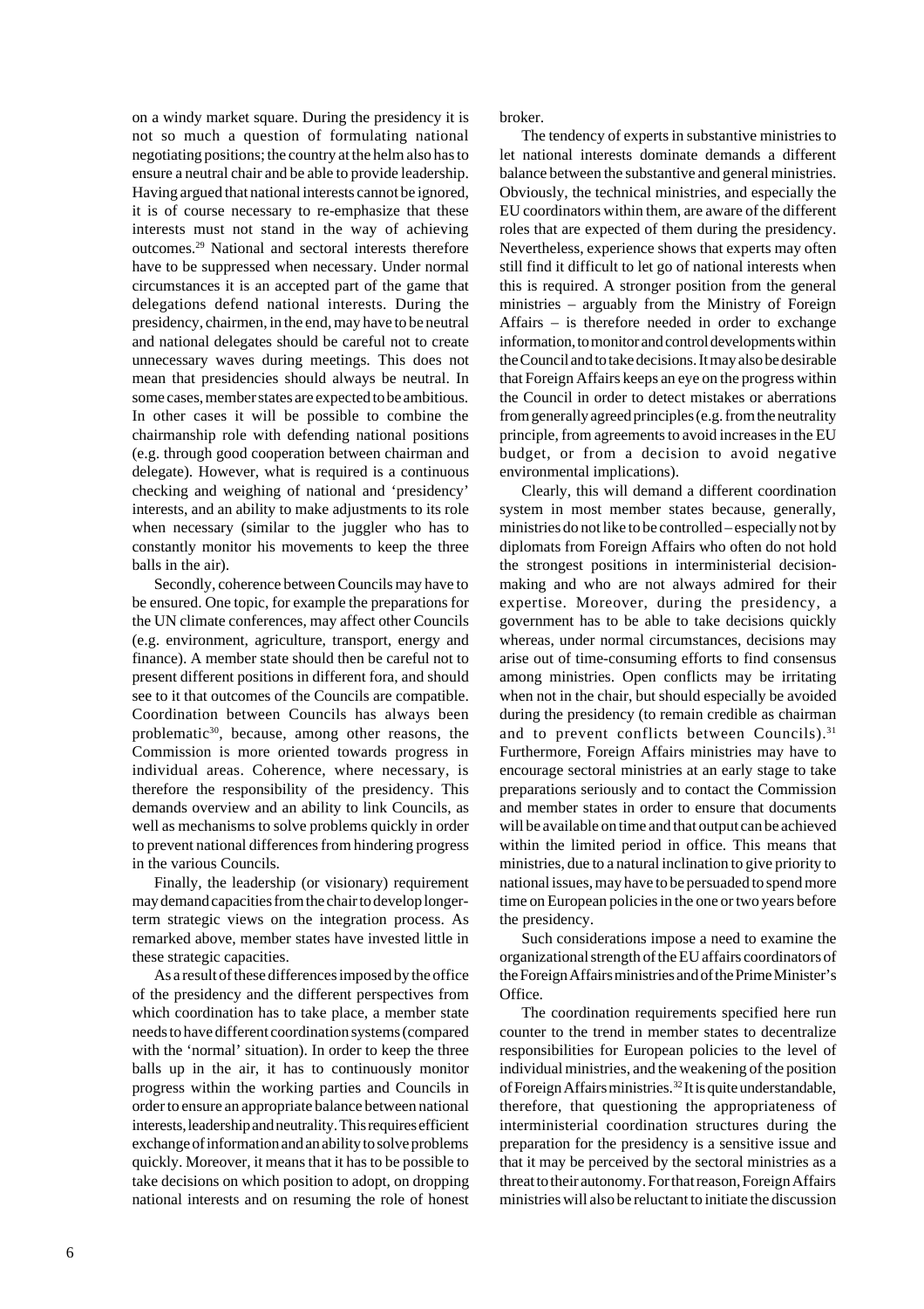on a windy market square. During the presidency it is not so much a question of formulating national negotiating positions; the country at the helm also has to ensure a neutral chair and be able to provide leadership. Having argued that national interests cannot be ignored, it is of course necessary to re-emphasize that these interests must not stand in the way of achieving outcomes.[29] National and sectoral interests therefore have to be suppressed when necessary. Under normal circumstances it is an accepted part of the game that delegations defend national interests. During the presidency, chairmen, in the end, may have to be neutral and national delegates should be careful not to create unnecessary waves during meetings. This does not mean that presidencies should always be neutral. In some cases, member states are expected to be ambitious. In other cases it will be possible to combine the chairmanship role with defending national positions (e.g. through good cooperation between chairman and delegate). However, what is required is a continuous checking and weighing of national and 'presidency' interests, and an ability to make adjustments to its role when necessary (similar to the juggler who has to constantly monitor his movements to keep the three balls in the air).

Secondly, coherence between Councils may have to be ensured. One topic, for example the preparations for the UN climate conferences, may affect other Councils (e.g. environment, agriculture, transport, energy and finance). A member state should then be careful not to present different positions in different fora, and should see to it that outcomes of the Councils are compatible. Coordination between Councils has always been problematic[30], because, among other reasons, the Commission is more oriented towards progress in individual areas. Coherence, where necessary, is therefore the responsibility of the presidency. This demands overview and an ability to link Councils, as well as mechanisms to solve problems quickly in order to prevent national differences from hindering progress in the various Councils.

Finally, the leadership (or visionary) requirement may demand capacities from the chair to develop longer-term strategic views on the integration process. As remarked above, member states have invested little in these strategic capacities.

As a result of these differences imposed by the office of the presidency and the different perspectives from which coordination has to take place, a member state needs to have different coordination systems (compared with the 'normal' situation). In order to keep the three balls up in the air, it has to continuously monitor progress within the working parties and Councils in order to ensure an appropriate balance between national interests, leadership and neutrality. This requires efficient exchange of information and an ability to solve problems quickly. Moreover, it means that it has to be possible to take decisions on which position to adopt, on dropping national interests and on resuming the role of honest broker.

The tendency of experts in substantive ministries to let national interests dominate demands a different balance between the substantive and general ministries. Obviously, the technical ministries, and especially the EU coordinators within them, are aware of the different roles that are expected of them during the presidency. Nevertheless, experience shows that experts may often still find it difficult to let go of national interests when this is required. A stronger position from the general ministries – arguably from the Ministry of Foreign Affairs – is therefore needed in order to exchange information, to monitor and control developments within the Council and to take decisions. It may also be desirable that Foreign Affairs keeps an eye on the progress within the Council in order to detect mistakes or aberrations from generally agreed principles (e.g. from the neutrality principle, from agreements to avoid increases in the EU budget, or from a decision to avoid negative environmental implications).

Clearly, this will demand a different coordination system in most member states because, generally, ministries do not like to be controlled – especially not by diplomats from Foreign Affairs who often do not hold the strongest positions in interministerial decision-making and who are not always admired for their expertise. Moreover, during the presidency, a government has to be able to take decisions quickly whereas, under normal circumstances, decisions may arise out of time-consuming efforts to find consensus among ministries. Open conflicts may be irritating when not in the chair, but should especially be avoided during the presidency (to remain credible as chairman and to prevent conflicts between Councils).[31] Furthermore, Foreign Affairs ministries may have to encourage sectoral ministries at an early stage to take preparations seriously and to contact the Commission and member states in order to ensure that documents will be available on time and that output can be achieved within the limited period in office. This means that ministries, due to a natural inclination to give priority to national issues, may have to be persuaded to spend more time on European policies in the one or two years before the presidency.

Such considerations impose a need to examine the organizational strength of the EU affairs coordinators of the Foreign Affairs ministries and of the Prime Minister's Office.

The coordination requirements specified here run counter to the trend in member states to decentralize responsibilities for European policies to the level of individual ministries, and the weakening of the position of Foreign Affairs ministries.[32] It is quite understandable, therefore, that questioning the appropriateness of interministerial coordination structures during the preparation for the presidency is a sensitive issue and that it may be perceived by the sectoral ministries as a threat to their autonomy. For that reason, Foreign Affairs ministries will also be reluctant to initiate the discussion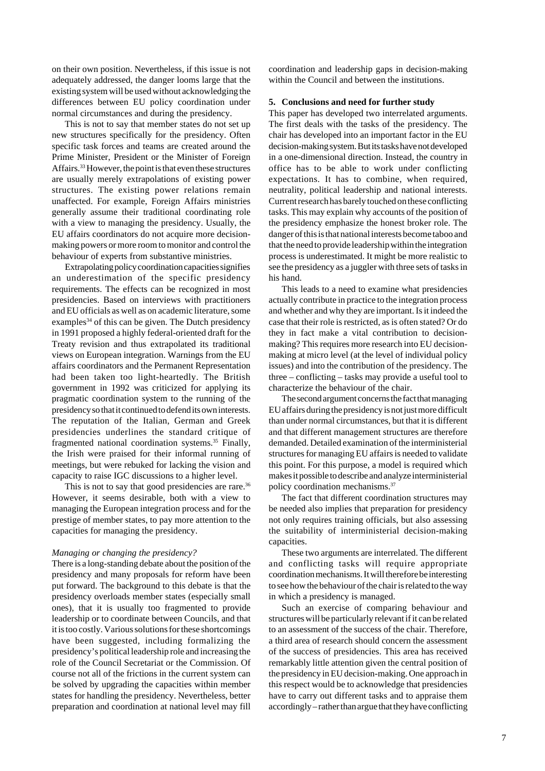on their own position. Nevertheless, if this issue is not adequately addressed, the danger looms large that the existing system will be used without acknowledging the differences between EU policy coordination under normal circumstances and during the presidency.

This is not to say that member states do not set up new structures specifically for the presidency. Often specific task forces and teams are created around the Prime Minister, President or the Minister of Foreign Affairs.[33] However, the point is that even these structures are usually merely extrapolations of existing power structures. The existing power relations remain unaffected. For example, Foreign Affairs ministries generally assume their traditional coordinating role with a view to managing the presidency. Usually, the EU affairs coordinators do not acquire more decision-making powers or more room to monitor and control the behaviour of experts from substantive ministries.

Extrapolating policy coordination capacities signifies an underestimation of the specific presidency requirements. The effects can be recognized in most presidencies. Based on interviews with practitioners and EU officials as well as on academic literature, some examples[34] of this can be given. The Dutch presidency in 1991 proposed a highly federal-oriented draft for the Treaty revision and thus extrapolated its traditional views on European integration. Warnings from the EU affairs coordinators and the Permanent Representation had been taken too light-heartedly. The British government in 1992 was criticized for applying its pragmatic coordination system to the running of the presidency so that it continued to defend its own interests. The reputation of the Italian, German and Greek presidencies underlines the standard critique of fragmented national coordination systems.[35] Finally, the Irish were praised for their informal running of meetings, but were rebuked for lacking the vision and capacity to raise IGC discussions to a higher level.

This is not to say that good presidencies are rare.[36] However, it seems desirable, both with a view to managing the European integration process and for the prestige of member states, to pay more attention to the capacities for managing the presidency.

*Managing or changing the presidency?*

There is a long-standing debate about the position of the presidency and many proposals for reform have been put forward. The background to this debate is that the presidency overloads member states (especially small ones), that it is usually too fragmented to provide leadership or to coordinate between Councils, and that it is too costly. Various solutions for these shortcomings have been suggested, including formalizing the presidency's political leadership role and increasing the role of the Council Secretariat or the Commission. Of course not all of the frictions in the current system can be solved by upgrading the capacities within member states for handling the presidency. Nevertheless, better preparation and coordination at national level may fill coordination and leadership gaps in decision-making within the Council and between the institutions.

## 5. Conclusions and need for further study

This paper has developed two interrelated arguments. The first deals with the tasks of the presidency. The chair has developed into an important factor in the EU decision-making system. But its tasks have not developed in a one-dimensional direction. Instead, the country in office has to be able to work under conflicting expectations. It has to combine, when required, neutrality, political leadership and national interests. Current research has barely touched on these conflicting tasks. This may explain why accounts of the position of the presidency emphasize the honest broker role. The danger of this is that national interests become taboo and that the need to provide leadership within the integration process is underestimated. It might be more realistic to see the presidency as a juggler with three sets of tasks in his hand.

This leads to a need to examine what presidencies actually contribute in practice to the integration process and whether and why they are important. Is it indeed the case that their role is restricted, as is often stated? Or do they in fact make a vital contribution to decision-making? This requires more research into EU decision-making at micro level (at the level of individual policy issues) and into the contribution of the presidency. The three – conflicting – tasks may provide a useful tool to characterize the behaviour of the chair.

The second argument concerns the fact that managing EU affairs during the presidency is not just more difficult than under normal circumstances, but that it is different and that different management structures are therefore demanded. Detailed examination of the interministerial structures for managing EU affairs is needed to validate this point. For this purpose, a model is required which makes it possible to describe and analyze interministerial policy coordination mechanisms.[37]

The fact that different coordination structures may be needed also implies that preparation for presidency not only requires training officials, but also assessing the suitability of interministerial decision-making capacities.

These two arguments are interrelated. The different and conflicting tasks will require appropriate coordination mechanisms. It will therefore be interesting to see how the behaviour of the chair is related to the way in which a presidency is managed.

Such an exercise of comparing behaviour and structures will be particularly relevant if it can be related to an assessment of the success of the chair. Therefore, a third area of research should concern the assessment of the success of presidencies. This area has received remarkably little attention given the central position of the presidency in EU decision-making. One approach in this respect would be to acknowledge that presidencies have to carry out different tasks and to appraise them accordingly – rather than argue that they have conflicting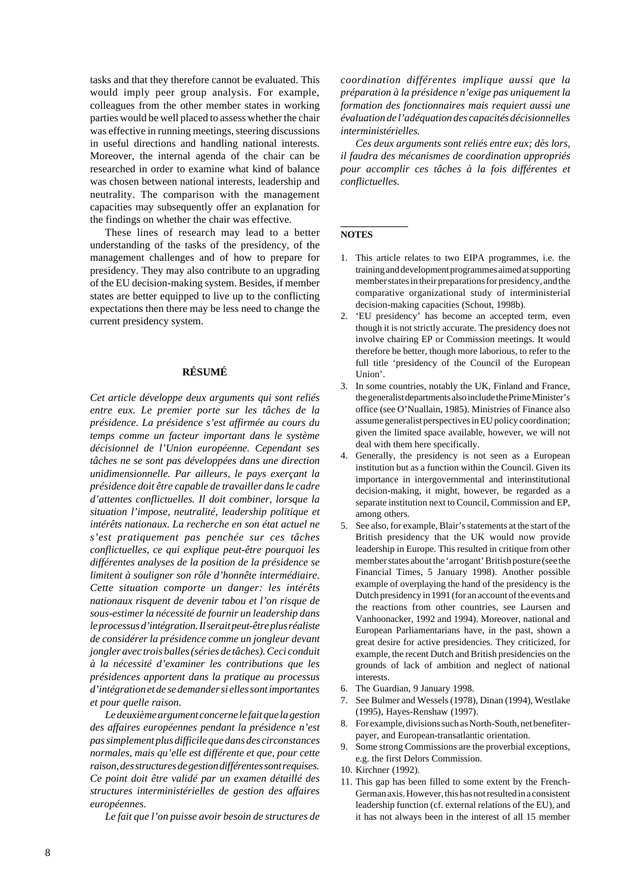tasks and that they therefore cannot be evaluated. This would imply peer group analysis. For example, colleagues from the other member states in working parties would be well placed to assess whether the chair was effective in running meetings, steering discussions in useful directions and handling national interests. Moreover, the internal agenda of the chair can be researched in order to examine what kind of balance was chosen between national interests, leadership and neutrality. The comparison with the management capacities may subsequently offer an explanation for the findings on whether the chair was effective.

These lines of research may lead to a better understanding of the tasks of the presidency, of the management challenges and of how to prepare for presidency. They may also contribute to an upgrading of the EU decision-making system. Besides, if member states are better equipped to live up to the conflicting expectations then there may be less need to change the current presidency system.

## RÉSUMÉ

*Cet article développe deux arguments qui sont reliés entre eux. Le premier porte sur les tâches de la présidence. La présidence s'est affirmée au cours du temps comme un facteur important dans le système décisionnel de l'Union européenne. Cependant ses tâches ne se sont pas développées dans une direction unidimensionnelle. Par ailleurs, le pays exerçant la présidence doit être capable de travailler dans le cadre d'attentes conflictuelles. Il doit combiner, lorsque la situation l'impose, neutralité, leadership politique et intérêts nationaux. La recherche en son état actuel ne s'est pratiquement pas penchée sur ces tâches conflictuelles, ce qui explique peut-être pourquoi les différentes analyses de la position de la présidence se limitent à souligner son rôle d'honnête intermédiaire. Cette situation comporte un danger: les intérêts nationaux risquent de devenir tabou et l'on risque de sous-estimer la nécessité de fournir un leadership dans le processus d'intégration. Il serait peut-être plus réaliste de considérer la présidence comme un jongleur devant jongler avec trois balles (séries de tâches). Ceci conduit à la nécessité d'examiner les contributions que les présidences apportent dans la pratique au processus d'intégration et de se demander si elles sont importantes et pour quelle raison.*

*Le deuxième argument concerne le fait que la gestion des affaires européennes pendant la présidence n'est pas simplement plus difficile que dans des circonstances normales, mais qu'elle est différente et que, pour cette raison, des structures de gestion différentes sont requises. Ce point doit être validé par un examen détaillé des structures interministérielles de gestion des affaires européennes.*

*Le fait que l'on puisse avoir besoin de structures de coordination différentes implique aussi que la préparation à la présidence n'exige pas uniquement la formation des fonctionnaires mais requiert aussi une évaluation de l'adéquation des capacités décisionnelles interministérielles.*

*Ces deux arguments sont reliés entre eux; dès lors, il faudra des mécanismes de coordination appropriés pour accomplir ces tâches à la fois différentes et conflictuelles.*

## NOTES

1. This article relates to two EIPA programmes, i.e. the training and development programmes aimed at supporting member states in their preparations for presidency, and the comparative organizational study of interministerial decision-making capacities (Schout, 1998b).
2. 'EU presidency' has become an accepted term, even though it is not strictly accurate. The presidency does not involve chairing EP or Commission meetings. It would therefore be better, though more laborious, to refer to the full title 'presidency of the Council of the European Union'.
3. In some countries, notably the UK, Finland and France, the generalist departments also include the Prime Minister's office (see O'Nuallain, 1985). Ministries of Finance also assume generalist perspectives in EU policy coordination; given the limited space available, however, we will not deal with them here specifically.
4. Generally, the presidency is not seen as a European institution but as a function within the Council. Given its importance in intergovernmental and interinstitutional decision-making, it might, however, be regarded as a separate institution next to Council, Commission and EP, among others.
5. See also, for example, Blair's statements at the start of the British presidency that the UK would now provide leadership in Europe. This resulted in critique from other member states about the 'arrogant' British posture (see the Financial Times, 5 January 1998). Another possible example of overplaying the hand of the presidency is the Dutch presidency in 1991 (for an account of the events and the reactions from other countries, see Laursen and Vanhoonacker, 1992 and 1994). Moreover, national and European Parliamentarians have, in the past, shown a great desire for active presidencies. They criticized, for example, the recent Dutch and British presidencies on the grounds of lack of ambition and neglect of national interests.
6. The Guardian, 9 January 1998.
7. See Bulmer and Wessels (1978), Dinan (1994), Westlake (1995), Hayes-Renshaw (1997).
8. For example, divisions such as North-South, net benefiter-payer, and European-transatlantic orientation.
9. Some strong Commissions are the proverbial exceptions, e.g. the first Delors Commission.
10. Kirchner (1992).
11. This gap has been filled to some extent by the French-German axis. However, this has not resulted in a consistent leadership function (cf. external relations of the EU), and it has not always been in the interest of all 15 member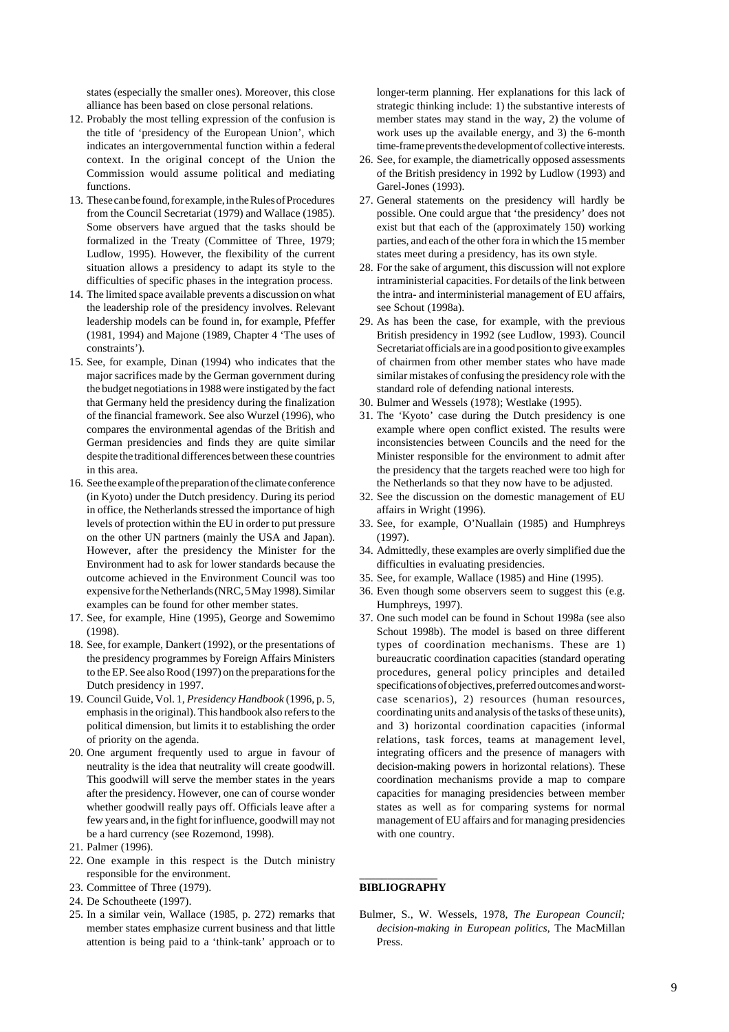states (especially the smaller ones). Moreover, this close alliance has been based on close personal relations.

12. Probably the most telling expression of the confusion is the title of 'presidency of the European Union', which indicates an intergovernmental function within a federal context. In the original concept of the Union the Commission would assume political and mediating functions.
13. These can be found, for example, in the Rules of Procedures from the Council Secretariat (1979) and Wallace (1985). Some observers have argued that the tasks should be formalized in the Treaty (Committee of Three, 1979; Ludlow, 1995). However, the flexibility of the current situation allows a presidency to adapt its style to the difficulties of specific phases in the integration process.
14. The limited space available prevents a discussion on what the leadership role of the presidency involves. Relevant leadership models can be found in, for example, Pfeffer (1981, 1994) and Majone (1989, Chapter 4 'The uses of constraints').
15. See, for example, Dinan (1994) who indicates that the major sacrifices made by the German government during the budget negotiations in 1988 were instigated by the fact that Germany held the presidency during the finalization of the financial framework. See also Wurzel (1996), who compares the environmental agendas of the British and German presidencies and finds they are quite similar despite the traditional differences between these countries in this area.
16. See the example of the preparation of the climate conference (in Kyoto) under the Dutch presidency. During its period in office, the Netherlands stressed the importance of high levels of protection within the EU in order to put pressure on the other UN partners (mainly the USA and Japan). However, after the presidency the Minister for the Environment had to ask for lower standards because the outcome achieved in the Environment Council was too expensive for the Netherlands (NRC, 5 May 1998). Similar examples can be found for other member states.
17. See, for example, Hine (1995), George and Sowemimo (1998).
18. See, for example, Dankert (1992), or the presentations of the presidency programmes by Foreign Affairs Ministers to the EP. See also Rood (1997) on the preparations for the Dutch presidency in 1997.
19. Council Guide, Vol. 1, *Presidency Handbook* (1996, p. 5, emphasis in the original). This handbook also refers to the political dimension, but limits it to establishing the order of priority on the agenda.
20. One argument frequently used to argue in favour of neutrality is the idea that neutrality will create goodwill. This goodwill will serve the member states in the years after the presidency. However, one can of course wonder whether goodwill really pays off. Officials leave after a few years and, in the fight for influence, goodwill may not be a hard currency (see Rozemond, 1998).
21. Palmer (1996).
22. One example in this respect is the Dutch ministry responsible for the environment.
23. Committee of Three (1979).
24. De Schoutheete (1997).
25. In a similar vein, Wallace (1985, p. 272) remarks that member states emphasize current business and that little attention is being paid to a 'think-tank' approach or to longer-term planning. Her explanations for this lack of strategic thinking include: 1) the substantive interests of member states may stand in the way, 2) the volume of work uses up the available energy, and 3) the 6-month time-frame prevents the development of collective interests.
26. See, for example, the diametrically opposed assessments of the British presidency in 1992 by Ludlow (1993) and Garel-Jones (1993).
27. General statements on the presidency will hardly be possible. One could argue that 'the presidency' does not exist but that each of the (approximately 150) working parties, and each of the other fora in which the 15 member states meet during a presidency, has its own style.
28. For the sake of argument, this discussion will not explore intraministerial capacities. For details of the link between the intra- and interministerial management of EU affairs, see Schout (1998a).
29. As has been the case, for example, with the previous British presidency in 1992 (see Ludlow, 1993). Council Secretariat officials are in a good position to give examples of chairmen from other member states who have made similar mistakes of confusing the presidency role with the standard role of defending national interests.
30. Bulmer and Wessels (1978); Westlake (1995).
31. The 'Kyoto' case during the Dutch presidency is one example where open conflict existed. The results were inconsistencies between Councils and the need for the Minister responsible for the environment to admit after the presidency that the targets reached were too high for the Netherlands so that they now have to be adjusted.
32. See the discussion on the domestic management of EU affairs in Wright (1996).
33. See, for example, O'Nuallain (1985) and Humphreys (1997).
34. Admittedly, these examples are overly simplified due the difficulties in evaluating presidencies.
35. See, for example, Wallace (1985) and Hine (1995).
36. Even though some observers seem to suggest this (e.g. Humphreys, 1997).
37. One such model can be found in Schout 1998a (see also Schout 1998b). The model is based on three different types of coordination mechanisms. These are 1) bureaucratic coordination capacities (standard operating procedures, general policy principles and detailed specifications of objectives, preferred outcomes and worst-case scenarios), 2) resources (human resources, coordinating units and analysis of the tasks of these units), and 3) horizontal coordination capacities (informal relations, task forces, teams at management level, integrating officers and the presence of managers with decision-making powers in horizontal relations). These coordination mechanisms provide a map to compare capacities for managing presidencies between member states as well as for comparing systems for normal management of EU affairs and for managing presidencies with one country.

## BIBLIOGRAPHY

Bulmer, S., W. Wessels, 1978, *The European Council; decision-making in European politics*, The MacMillan Press.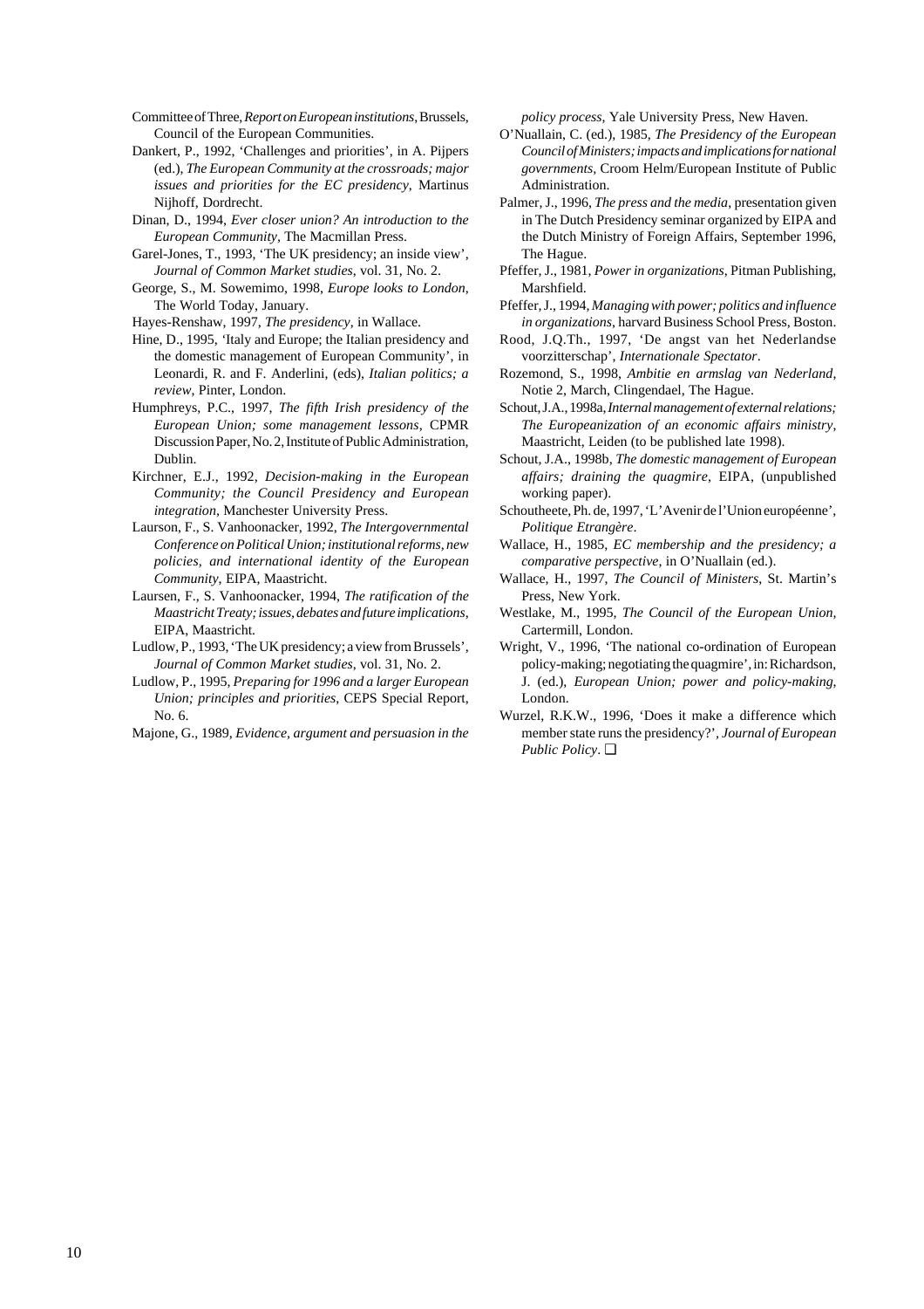Committee of Three, *Report on European institutions*, Brussels, Council of the European Communities.

Dankert, P., 1992, 'Challenges and priorities', in A. Pijpers (ed.), *The European Community at the crossroads; major issues and priorities for the EC presidency*, Martinus Nijhoff, Dordrecht.

Dinan, D., 1994, *Ever closer union? An introduction to the European Community*, The Macmillan Press.

Garel-Jones, T., 1993, 'The UK presidency; an inside view', *Journal of Common Market studies*, vol. 31, No. 2.

George, S., M. Sowemimo, 1998, *Europe looks to London*, The World Today, January.

Hayes-Renshaw, 1997, *The presidency*, in Wallace.

Hine, D., 1995, 'Italy and Europe; the Italian presidency and the domestic management of European Community', in Leonardi, R. and F. Anderlini, (eds), *Italian politics; a review*, Pinter, London.

Humphreys, P.C., 1997, *The fifth Irish presidency of the European Union; some management lessons*, CPMR Discussion Paper, No. 2, Institute of Public Administration, Dublin.

Kirchner, E.J., 1992, *Decision-making in the European Community; the Council Presidency and European integration*, Manchester University Press.

Laurson, F., S. Vanhoonacker, 1992, *The Intergovernmental Conference on Political Union; institutional reforms, new policies, and international identity of the European Community*, EIPA, Maastricht.

Laursen, F., S. Vanhoonacker, 1994, *The ratification of the Maastricht Treaty; issues, debates and future implications*, EIPA, Maastricht.

Ludlow, P., 1993, 'The UK presidency; a view from Brussels', *Journal of Common Market studies*, vol. 31, No. 2.

Ludlow, P., 1995, *Preparing for 1996 and a larger European Union; principles and priorities*, CEPS Special Report, No. 6.

Majone, G., 1989, *Evidence, argument and persuasion in the policy process*, Yale University Press, New Haven.

O'Nuallain, C. (ed.), 1985, *The Presidency of the European Council of Ministers; impacts and implications for national governments*, Croom Helm/European Institute of Public Administration.

Palmer, J., 1996, *The press and the media*, presentation given in The Dutch Presidency seminar organized by EIPA and the Dutch Ministry of Foreign Affairs, September 1996, The Hague.

Pfeffer, J., 1981, *Power in organizations*, Pitman Publishing, Marshfield.

Pfeffer, J., 1994, *Managing with power; politics and influence in organizations*, harvard Business School Press, Boston.

Rood, J.Q.Th., 1997, 'De angst van het Nederlandse voorzitterschap', *Internationale Spectator*.

Rozemond, S., 1998, *Ambitie en armslag van Nederland*, Notie 2, March, Clingendael, The Hague.

Schout, J.A., 1998a, *Internal management of external relations; The Europeanization of an economic affairs ministry*, Maastricht, Leiden (to be published late 1998).

Schout, J.A., 1998b, *The domestic management of European affairs; draining the quagmire*, EIPA, (unpublished working paper).

Schoutheete, Ph. de, 1997, 'L'Avenir de l'Union européenne', *Politique Etrangère*.

Wallace, H., 1985, *EC membership and the presidency; a comparative perspective*, in O'Nuallain (ed.).

Wallace, H., 1997, *The Council of Ministers*, St. Martin's Press, New York.

Westlake, M., 1995, *The Council of the European Union*, Cartermill, London.

Wright, V., 1996, 'The national co-ordination of European policy-making; negotiating the quagmire', in: Richardson, J. (ed.), *European Union; power and policy-making*, London.

Wurzel, R.K.W., 1996, 'Does it make a difference which member state runs the presidency?', *Journal of European Public Policy*. ❑